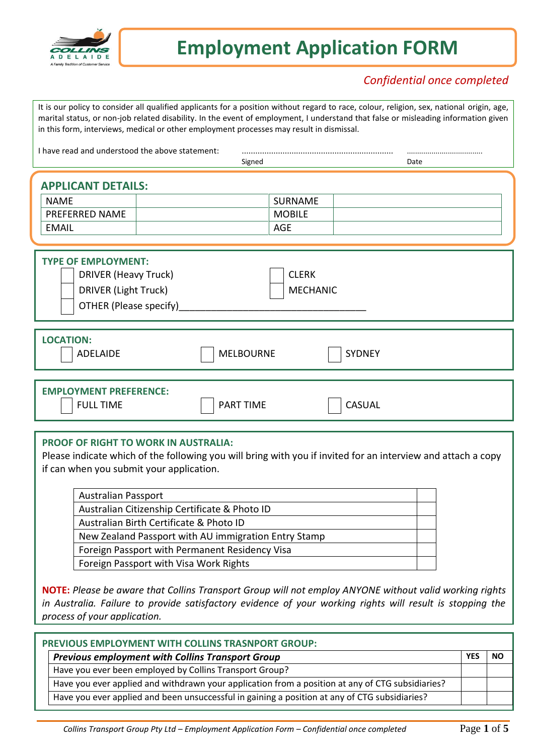# Employment Application FORM

*Confidential once completed*

It is our policy to consider all qualified applicants for a position without regard to race, colour, religion, sex, national origin, age, marital status, or non-job related disability. In the event of employment, I understand that false or misleading information given in this form, interviews, medical or other employment processes may result in dismissal.

I have read and understood the above statement: .................................................................. Signed ................................... Date

## APPLICANT DETAILS:

| NAME | | SURNAME | |
|---|---|---|---|
| PREFERRED NAME | | MOBILE | |
| EMAIL | | AGE | |

## TYPE OF EMPLOYMENT:

- ☐ DRIVER (Heavy Truck)
- ☐ CLERK
- ☐ DRIVER (Light Truck)
- ☐ MECHANIC
- ☐ OTHER (Please specify)_____________________________________

## LOCATION:

- ☐ ADELAIDE
- ☐ MELBOURNE
- ☐ SYDNEY

## EMPLOYMENT PREFERENCE:

- ☐ FULL TIME
- ☐ PART TIME
- ☐ CASUAL

## PROOF OF RIGHT TO WORK IN AUSTRALIA:

Please indicate which of the following you will bring with you if invited for an interview and attach a copy if can when you submit your application.

| | |
|---|---|
| Australian Passport | |
| Australian Citizenship Certificate & Photo ID | |
| Australian Birth Certificate & Photo ID | |
| New Zealand Passport with AU immigration Entry Stamp | |
| Foreign Passport with Permanent Residency Visa | |
| Foreign Passport with Visa Work Rights | |

**NOTE:** *Please be aware that Collins Transport Group will not employ ANYONE without valid working rights in Australia. Failure to provide satisfactory evidence of your working rights will result is stopping the process of your application.*

## PREVIOUS EMPLOYMENT WITH COLLINS TRASNPORT GROUP:

| ***Previous employment with Collins Transport Group*** | YES | NO |
|---|---|---|
| Have you ever been employed by Collins Transport Group? | | |
| Have you ever applied and withdrawn your application from a position at any of CTG subsidiaries? | | |
| Have you ever applied and been unsuccessful in gaining a position at any of CTG subsidiaries? | | |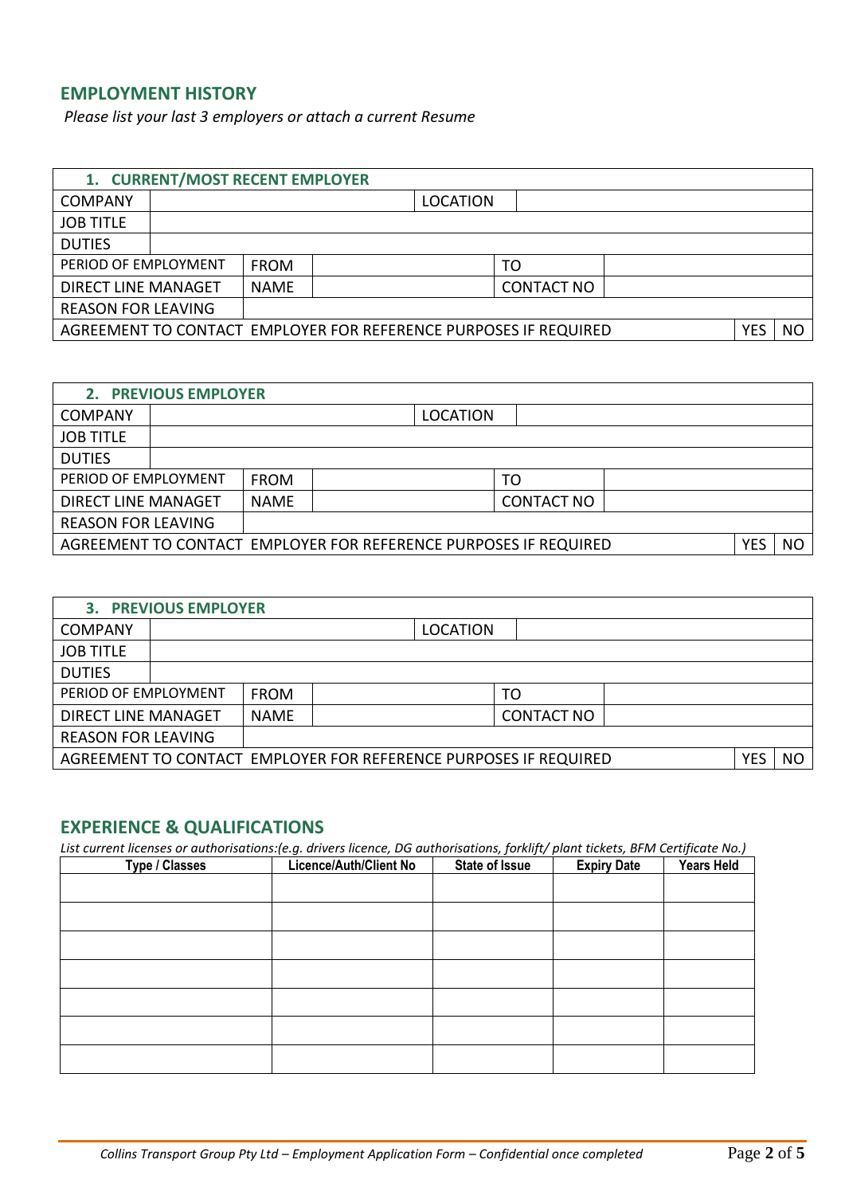## EMPLOYMENT HISTORY

*Please list your last 3 employers or attach a current Resume*

| **1. CURRENT/MOST RECENT EMPLOYER** | | | | | | |
|---|---|---|---|---|---|---|
| COMPANY | | | LOCATION | | | |
| JOB TITLE | | | | | | |
| DUTIES | | | | | | |
| PERIOD OF EMPLOYMENT | FROM | | TO | | | |
| DIRECT LINE MANAGET | NAME | | CONTACT NO | | | |
| REASON FOR LEAVING | | | | | | |
| AGREEMENT TO CONTACT EMPLOYER FOR REFERENCE PURPOSES IF REQUIRED | | | | | YES | NO |

| **2. PREVIOUS EMPLOYER** | | | | | | |
|---|---|---|---|---|---|---|
| COMPANY | | | LOCATION | | | |
| JOB TITLE | | | | | | |
| DUTIES | | | | | | |
| PERIOD OF EMPLOYMENT | FROM | | TO | | | |
| DIRECT LINE MANAGET | NAME | | CONTACT NO | | | |
| REASON FOR LEAVING | | | | | | |
| AGREEMENT TO CONTACT EMPLOYER FOR REFERENCE PURPOSES IF REQUIRED | | | | | YES | NO |

| **3. PREVIOUS EMPLOYER** | | | | | | |
|---|---|---|---|---|---|---|
| COMPANY | | | LOCATION | | | |
| JOB TITLE | | | | | | |
| DUTIES | | | | | | |
| PERIOD OF EMPLOYMENT | FROM | | TO | | | |
| DIRECT LINE MANAGET | NAME | | CONTACT NO | | | |
| REASON FOR LEAVING | | | | | | |
| AGREEMENT TO CONTACT EMPLOYER FOR REFERENCE PURPOSES IF REQUIRED | | | | | YES | NO |

## EXPERIENCE & QUALIFICATIONS

*List current licenses or authorisations:(e.g. drivers licence, DG authorisations, forklift/ plant tickets, BFM Certificate No.)*

| Type / Classes | Licence/Auth/Client No | State of Issue | Expiry Date | Years Held |
|---|---|---|---|---|
| | | | | |
| | | | | |
| | | | | |
| | | | | |
| | | | | |
| | | | | |
| | | | | |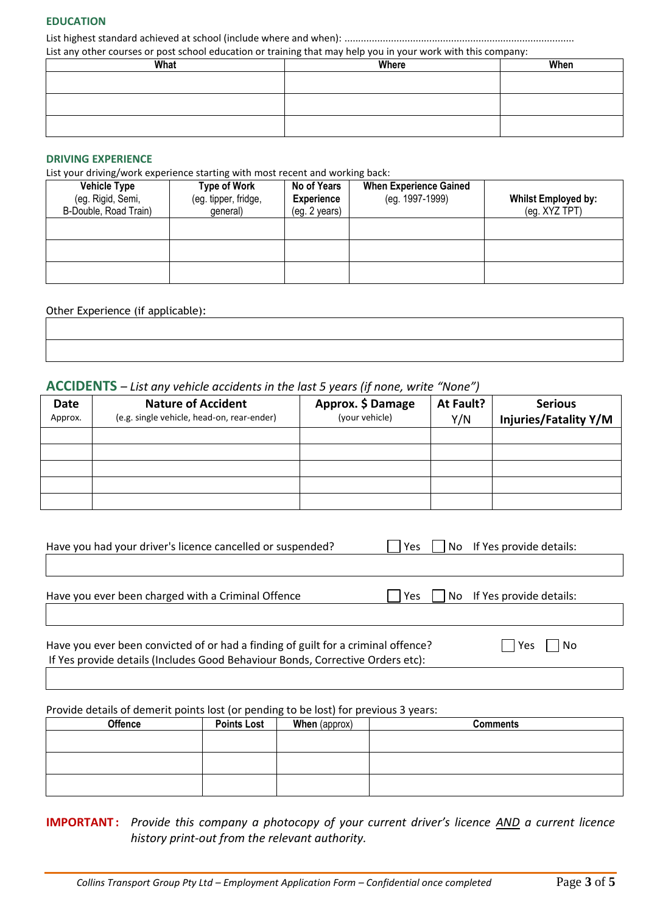## EDUCATION

List highest standard achieved at school (include where and when): ...................................................................................

List any other courses or post school education or training that may help you in your work with this company:

| What | Where | When |
|---|---|---|
| | | |
| | | |
| | | |

## DRIVING EXPERIENCE

List your driving/work experience starting with most recent and working back:

| Vehicle Type (eg. Rigid, Semi, B-Double, Road Train) | Type of Work (eg. tipper, fridge, general) | No of Years Experience (eg. 2 years) | When Experience Gained (eg. 1997-1999) | Whilst Employed by: (eg. XYZ TPT) |
|---|---|---|---|---|
| | | | | |
| | | | | |
| | | | | |

Other Experience (if applicable):

| |
|---|
| |
| |

## ACCIDENTS – *List any vehicle accidents in the last 5 years (if none, write "None")*

| Date Approx. | Nature of Accident (e.g. single vehicle, head-on, rear-ender) | Approx. $ Damage (your vehicle) | At Fault? Y/N | Serious Injuries/Fatality Y/M |
|---|---|---|---|---|
| | | | | |
| | | | | |
| | | | | |
| | | | | |
| | | | | |

Have you had your driver's licence cancelled or suspended? ☐ Yes ☐ No If Yes provide details:

| |
|---|
| |

Have you ever been charged with a Criminal Offence ☐ Yes ☐ No If Yes provide details:

| |
|---|
| |

Have you ever been convicted of or had a finding of guilt for a criminal offence? ☐ Yes ☐ No

If Yes provide details (Includes Good Behaviour Bonds, Corrective Orders etc):

| |
|---|
| |

Provide details of demerit points lost (or pending to be lost) for previous 3 years:

| Offence | Points Lost | When (approx) | Comments |
|---|---|---|---|
| | | | |
| | | | |
| | | | |

**IMPORTANT:** *Provide this company a photocopy of your current driver's licence AND a current licence history print-out from the relevant authority.*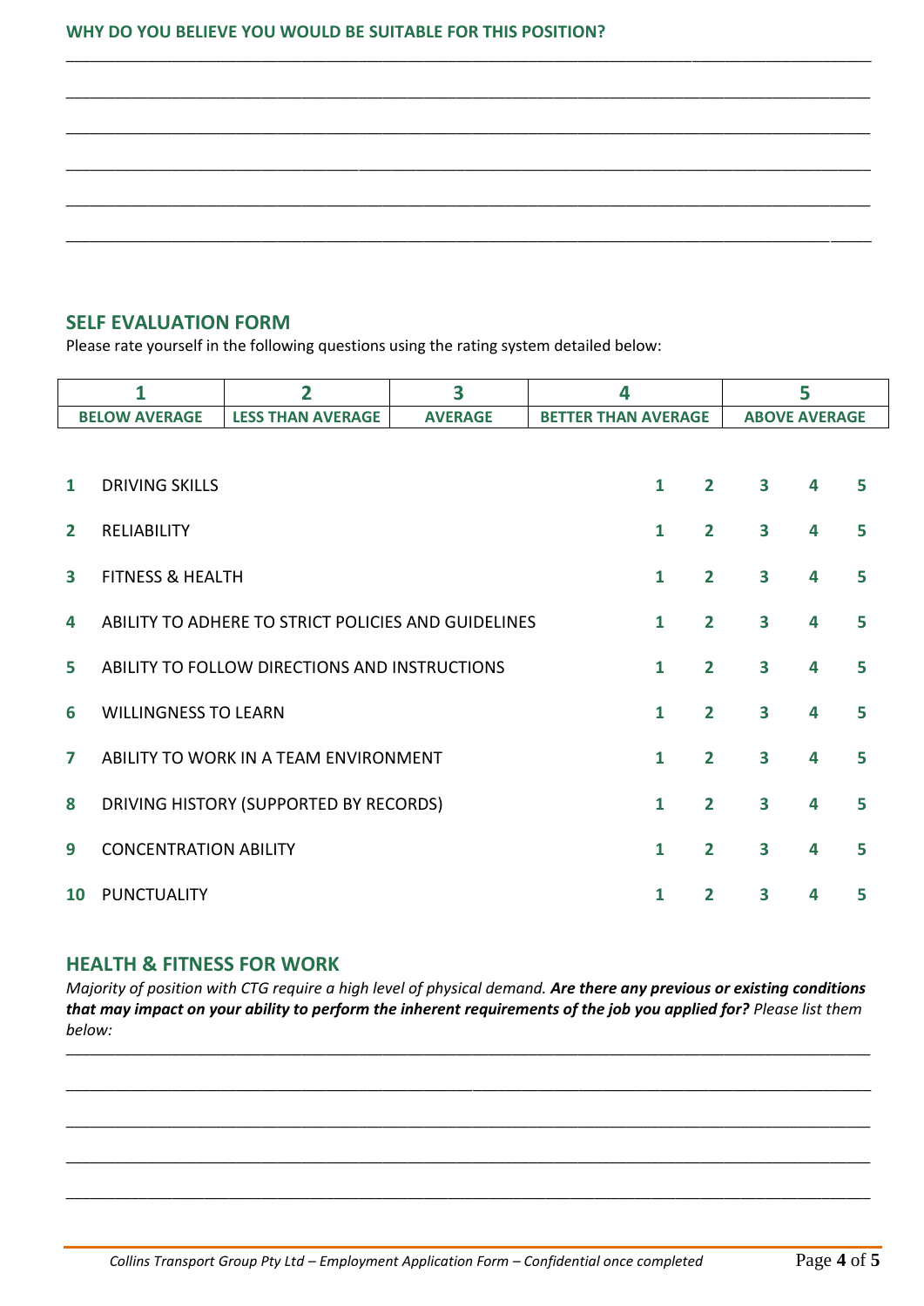#### WHY DO YOU BELIEVE YOU WOULD BE SUITABLE FOR THIS POSITION?

______________________________________________________________________________

______________________________________________________________________________

______________________________________________________________________________

______________________________________________________________________________

______________________________________________________________________________

______________________________________________________________________________

## SELF EVALUATION FORM

Please rate yourself in the following questions using the rating system detailed below:

| 1 | 2 | 3 | 4 | 5 |
|---|---|---|---|---|
| BELOW AVERAGE | LESS THAN AVERAGE | AVERAGE | BETTER THAN AVERAGE | ABOVE AVERAGE |

| | | | | | | |
|---|---|---|---|---|---|---|
| 1 | DRIVING SKILLS | 1 | 2 | 3 | 4 | 5 |
| 2 | RELIABILITY | 1 | 2 | 3 | 4 | 5 |
| 3 | FITNESS & HEALTH | 1 | 2 | 3 | 4 | 5 |
| 4 | ABILITY TO ADHERE TO STRICT POLICIES AND GUIDELINES | 1 | 2 | 3 | 4 | 5 |
| 5 | ABILITY TO FOLLOW DIRECTIONS AND INSTRUCTIONS | 1 | 2 | 3 | 4 | 5 |
| 6 | WILLINGNESS TO LEARN | 1 | 2 | 3 | 4 | 5 |
| 7 | ABILITY TO WORK IN A TEAM ENVIRONMENT | 1 | 2 | 3 | 4 | 5 |
| 8 | DRIVING HISTORY (SUPPORTED BY RECORDS) | 1 | 2 | 3 | 4 | 5 |
| 9 | CONCENTRATION ABILITY | 1 | 2 | 3 | 4 | 5 |
| 10 | PUNCTUALITY | 1 | 2 | 3 | 4 | 5 |

## HEALTH & FITNESS FOR WORK

*Majority of position with CTG require a high level of physical demand.* ***Are there any previous or existing conditions that may impact on your ability to perform the inherent requirements of the job you applied for?*** *Please list them below:*

______________________________________________________________________________

______________________________________________________________________________

______________________________________________________________________________

______________________________________________________________________________

______________________________________________________________________________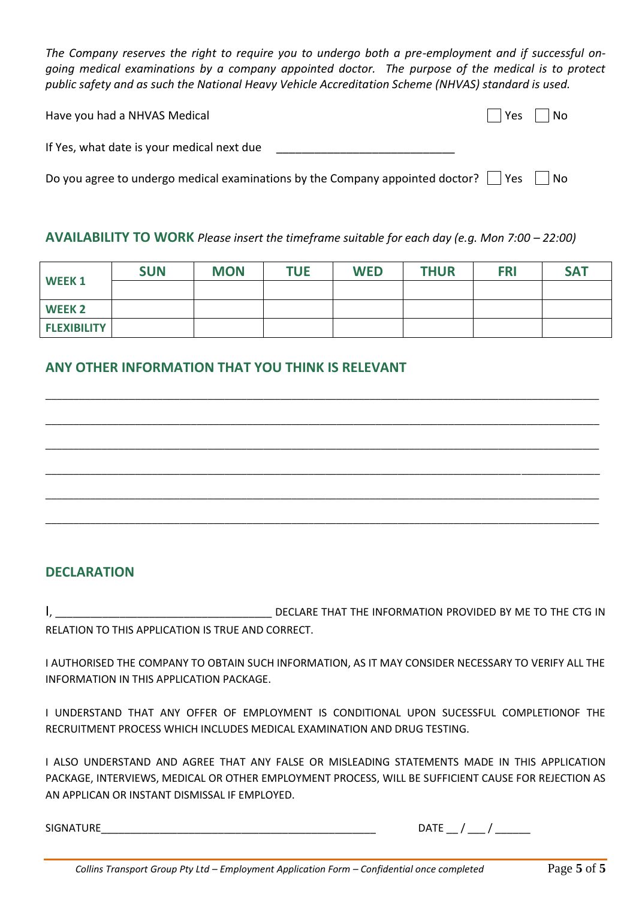*The Company reserves the right to require you to undergo both a pre-employment and if successful on-going medical examinations by a company appointed doctor. The purpose of the medical is to protect public safety and as such the National Heavy Vehicle Accreditation Scheme (NHVAS) standard is used.*

Have you had a NHVAS Medical ☐ Yes ☐ No

If Yes, what date is your medical next due ____________________________

Do you agree to undergo medical examinations by the Company appointed doctor? ☐ Yes ☐ No

## AVAILABILITY TO WORK *Please insert the timeframe suitable for each day (e.g. Mon 7:00 – 22:00)*

| | SUN | MON | TUE | WED | THUR | FRI | SAT |
|---|---|---|---|---|---|---|---|
| **WEEK 1** | | | | | | | |
| **WEEK 2** | | | | | | | |
| **FLEXIBILITY** | | | | | | | |

## ANY OTHER INFORMATION THAT YOU THINK IS RELEVANT

______________________________________________________________________________________

______________________________________________________________________________________

______________________________________________________________________________________

______________________________________________________________________________________

______________________________________________________________________________________

______________________________________________________________________________________

## DECLARATION

I, ___________________________________ DECLARE THAT THE INFORMATION PROVIDED BY ME TO THE CTG IN RELATION TO THIS APPLICATION IS TRUE AND CORRECT.

I AUTHORISED THE COMPANY TO OBTAIN SUCH INFORMATION, AS IT MAY CONSIDER NECESSARY TO VERIFY ALL THE INFORMATION IN THIS APPLICATION PACKAGE.

I UNDERSTAND THAT ANY OFFER OF EMPLOYMENT IS CONDITIONAL UPON SUCESSFUL COMPLETIONOF THE RECRUITMENT PROCESS WHICH INCLUDES MEDICAL EXAMINATION AND DRUG TESTING.

I ALSO UNDERSTAND AND AGREE THAT ANY FALSE OR MISLEADING STATEMENTS MADE IN THIS APPLICATION PACKAGE, INTERVIEWS, MEDICAL OR OTHER EMPLOYMENT PROCESS, WILL BE SUFFICIENT CAUSE FOR REJECTION AS AN APPLICAN OR INSTANT DISMISSAL IF EMPLOYED.

SIGNATURE_______________________________________________ DATE __ / ___ / ______